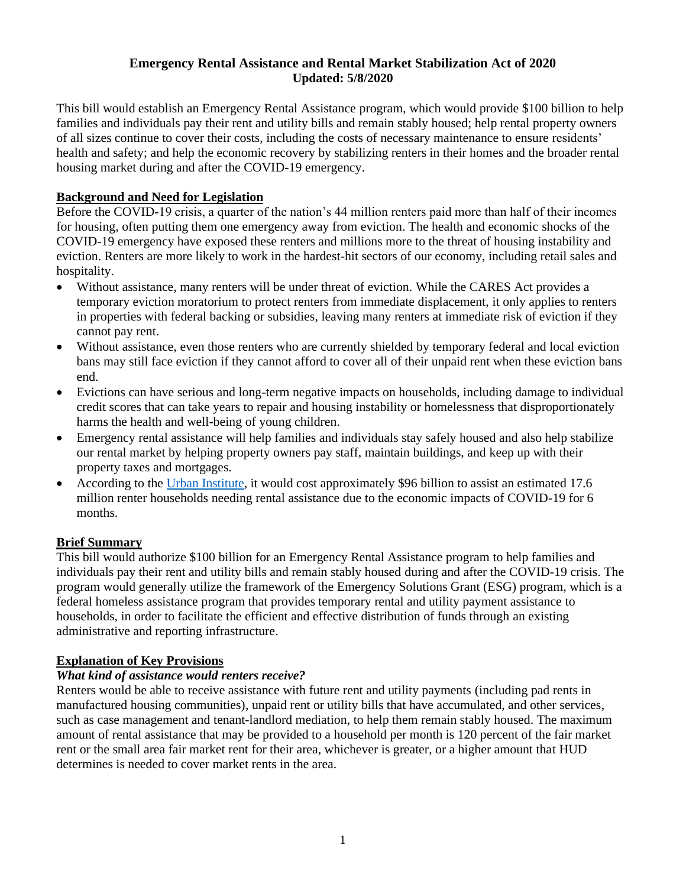# Emergency Rental Assistance and Rental Market Stabilization Act of 2020

**Updated: 5/8/2020**

This bill would establish an Emergency Rental Assistance program, which would provide $100 billion to help families and individuals pay their rent and utility bills and remain stably housed; help rental property owners of all sizes continue to cover their costs, including the costs of necessary maintenance to ensure residents' health and safety; and help the economic recovery by stabilizing renters in their homes and the broader rental housing market during and after the COVID-19 emergency.

## Background and Need for Legislation

Before the COVID-19 crisis, a quarter of the nation's 44 million renters paid more than half of their incomes for housing, often putting them one emergency away from eviction. The health and economic shocks of the COVID-19 emergency have exposed these renters and millions more to the threat of housing instability and eviction. Renters are more likely to work in the hardest-hit sectors of our economy, including retail sales and hospitality.

- Without assistance, many renters will be under threat of eviction. While the CARES Act provides a temporary eviction moratorium to protect renters from immediate displacement, it only applies to renters in properties with federal backing or subsidies, leaving many renters at immediate risk of eviction if they cannot pay rent.
- Without assistance, even those renters who are currently shielded by temporary federal and local eviction bans may still face eviction if they cannot afford to cover all of their unpaid rent when these eviction bans end.
- Evictions can have serious and long-term negative impacts on households, including damage to individual credit scores that can take years to repair and housing instability or homelessness that disproportionately harms the health and well-being of young children.
- Emergency rental assistance will help families and individuals stay safely housed and also help stabilize our rental market by helping property owners pay staff, maintain buildings, and keep up with their property taxes and mortgages.
- According to the Urban Institute, it would cost approximately $96 billion to assist an estimated 17.6 million renter households needing rental assistance due to the economic impacts of COVID-19 for 6 months.

## Brief Summary

This bill would authorize $100 billion for an Emergency Rental Assistance program to help families and individuals pay their rent and utility bills and remain stably housed during and after the COVID-19 crisis. The program would generally utilize the framework of the Emergency Solutions Grant (ESG) program, which is a federal homeless assistance program that provides temporary rental and utility payment assistance to households, in order to facilitate the efficient and effective distribution of funds through an existing administrative and reporting infrastructure.

## Explanation of Key Provisions

### *What kind of assistance would renters receive?*

Renters would be able to receive assistance with future rent and utility payments (including pad rents in manufactured housing communities), unpaid rent or utility bills that have accumulated, and other services, such as case management and tenant-landlord mediation, to help them remain stably housed. The maximum amount of rental assistance that may be provided to a household per month is 120 percent of the fair market rent or the small area fair market rent for their area, whichever is greater, or a higher amount that HUD determines is needed to cover market rents in the area.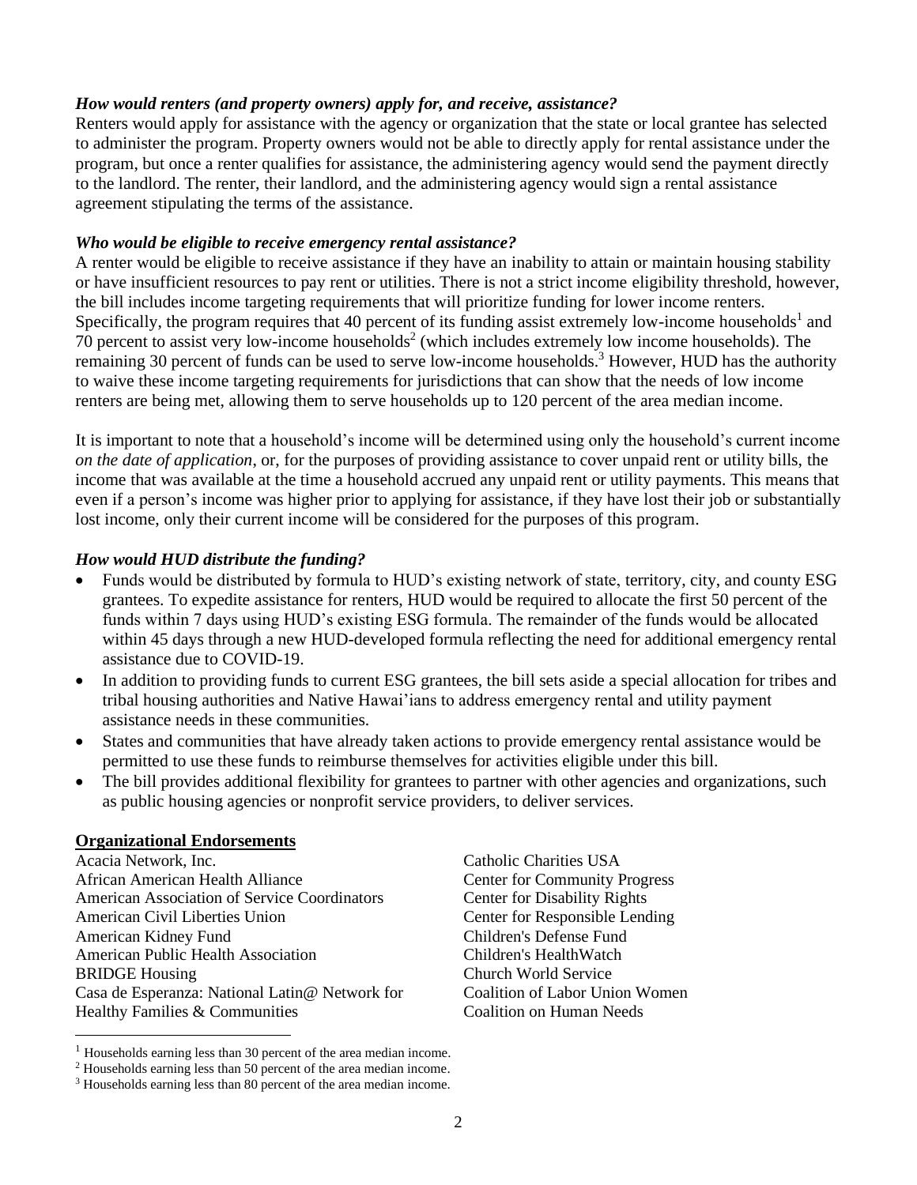***How would renters (and property owners) apply for, and receive, assistance?***

Renters would apply for assistance with the agency or organization that the state or local grantee has selected to administer the program. Property owners would not be able to directly apply for rental assistance under the program, but once a renter qualifies for assistance, the administering agency would send the payment directly to the landlord. The renter, their landlord, and the administering agency would sign a rental assistance agreement stipulating the terms of the assistance.

***Who would be eligible to receive emergency rental assistance?***

A renter would be eligible to receive assistance if they have an inability to attain or maintain housing stability or have insufficient resources to pay rent or utilities. There is not a strict income eligibility threshold, however, the bill includes income targeting requirements that will prioritize funding for lower income renters. Specifically, the program requires that 40 percent of its funding assist extremely low-income households[1] and 70 percent to assist very low-income households[2] (which includes extremely low income households). The remaining 30 percent of funds can be used to serve low-income households.[3] However, HUD has the authority to waive these income targeting requirements for jurisdictions that can show that the needs of low income renters are being met, allowing them to serve households up to 120 percent of the area median income.

It is important to note that a household's income will be determined using only the household's current income *on the date of application*, or, for the purposes of providing assistance to cover unpaid rent or utility bills, the income that was available at the time a household accrued any unpaid rent or utility payments. This means that even if a person's income was higher prior to applying for assistance, if they have lost their job or substantially lost income, only their current income will be considered for the purposes of this program.

***How would HUD distribute the funding?***

- Funds would be distributed by formula to HUD's existing network of state, territory, city, and county ESG grantees. To expedite assistance for renters, HUD would be required to allocate the first 50 percent of the funds within 7 days using HUD's existing ESG formula. The remainder of the funds would be allocated within 45 days through a new HUD-developed formula reflecting the need for additional emergency rental assistance due to COVID-19.
- In addition to providing funds to current ESG grantees, the bill sets aside a special allocation for tribes and tribal housing authorities and Native Hawai'ians to address emergency rental and utility payment assistance needs in these communities.
- States and communities that have already taken actions to provide emergency rental assistance would be permitted to use these funds to reimburse themselves for activities eligible under this bill.
- The bill provides additional flexibility for grantees to partner with other agencies and organizations, such as public housing agencies or nonprofit service providers, to deliver services.

**Organizational Endorsements**

Acacia Network, Inc.
African American Health Alliance
American Association of Service Coordinators
American Civil Liberties Union
American Kidney Fund
American Public Health Association
BRIDGE Housing
Casa de Esperanza: National Latin@ Network for Healthy Families & Communities
Catholic Charities USA
Center for Community Progress
Center for Disability Rights
Center for Responsible Lending
Children's Defense Fund
Children's HealthWatch
Church World Service
Coalition of Labor Union Women
Coalition on Human Needs

---

[1] Households earning less than 30 percent of the area median income.
[2] Households earning less than 50 percent of the area median income.
[3] Households earning less than 80 percent of the area median income.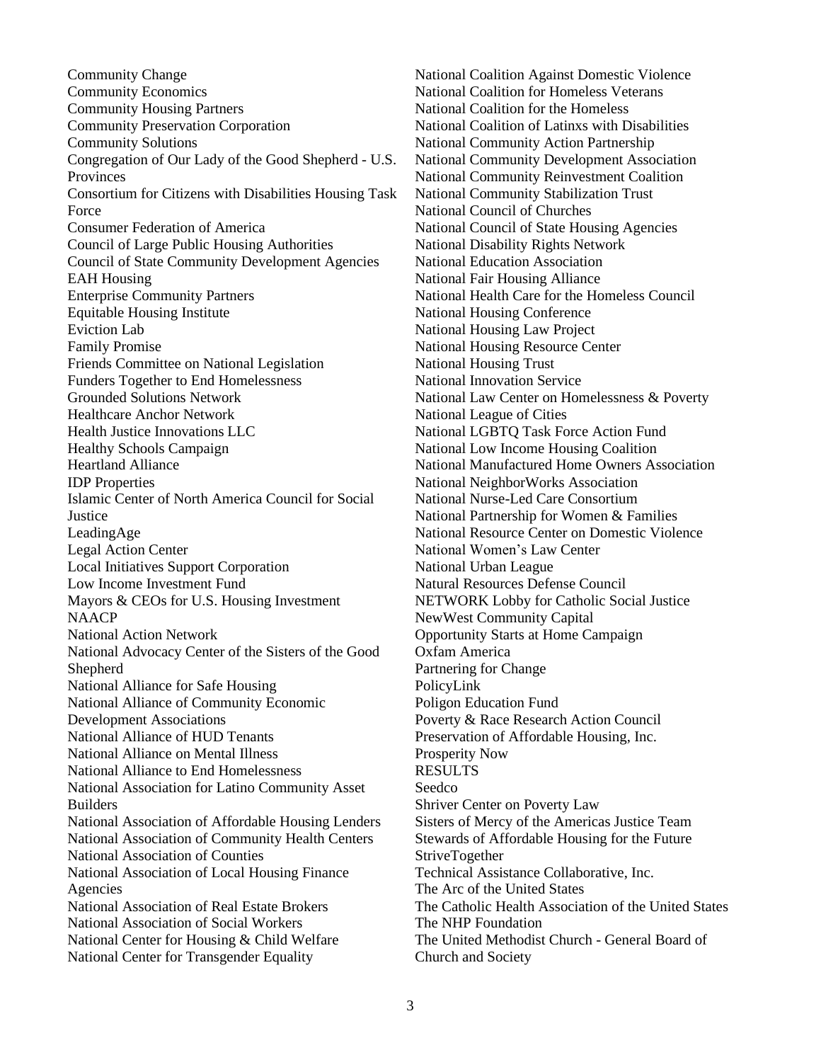Community Change
Community Economics
Community Housing Partners
Community Preservation Corporation
Community Solutions
Congregation of Our Lady of the Good Shepherd - U.S. Provinces
Consortium for Citizens with Disabilities Housing Task Force
Consumer Federation of America
Council of Large Public Housing Authorities
Council of State Community Development Agencies
EAH Housing
Enterprise Community Partners
Equitable Housing Institute
Eviction Lab
Family Promise
Friends Committee on National Legislation
Funders Together to End Homelessness
Grounded Solutions Network
Healthcare Anchor Network
Health Justice Innovations LLC
Healthy Schools Campaign
Heartland Alliance
IDP Properties
Islamic Center of North America Council for Social Justice
LeadingAge
Legal Action Center
Local Initiatives Support Corporation
Low Income Investment Fund
Mayors & CEOs for U.S. Housing Investment
NAACP
National Action Network
National Advocacy Center of the Sisters of the Good Shepherd
National Alliance for Safe Housing
National Alliance of Community Economic Development Associations
National Alliance of HUD Tenants
National Alliance on Mental Illness
National Alliance to End Homelessness
National Association for Latino Community Asset Builders
National Association of Affordable Housing Lenders
National Association of Community Health Centers
National Association of Counties
National Association of Local Housing Finance Agencies
National Association of Real Estate Brokers
National Association of Social Workers
National Center for Housing & Child Welfare
National Center for Transgender Equality
National Coalition Against Domestic Violence
National Coalition for Homeless Veterans
National Coalition for the Homeless
National Coalition of Latinxs with Disabilities
National Community Action Partnership
National Community Development Association
National Community Reinvestment Coalition
National Community Stabilization Trust
National Council of Churches
National Council of State Housing Agencies
National Disability Rights Network
National Education Association
National Fair Housing Alliance
National Health Care for the Homeless Council
National Housing Conference
National Housing Law Project
National Housing Resource Center
National Housing Trust
National Innovation Service
National Law Center on Homelessness & Poverty
National League of Cities
National LGBTQ Task Force Action Fund
National Low Income Housing Coalition
National Manufactured Home Owners Association
National NeighborWorks Association
National Nurse-Led Care Consortium
National Partnership for Women & Families
National Resource Center on Domestic Violence
National Women's Law Center
National Urban League
Natural Resources Defense Council
NETWORK Lobby for Catholic Social Justice
NewWest Community Capital
Opportunity Starts at Home Campaign
Oxfam America
Partnering for Change
PolicyLink
Poligon Education Fund
Poverty & Race Research Action Council
Preservation of Affordable Housing, Inc.
Prosperity Now
RESULTS
Seedco
Shriver Center on Poverty Law
Sisters of Mercy of the Americas Justice Team
Stewards of Affordable Housing for the Future
StriveTogether
Technical Assistance Collaborative, Inc.
The Arc of the United States
The Catholic Health Association of the United States
The NHP Foundation
The United Methodist Church - General Board of Church and Society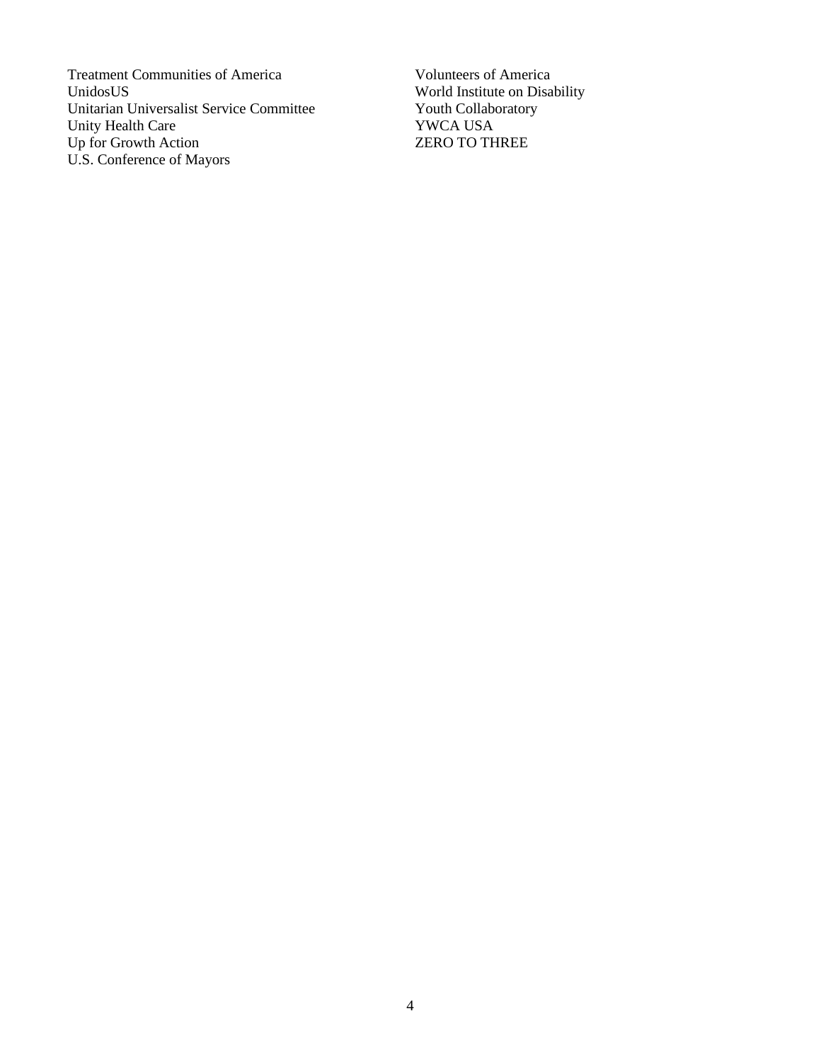Treatment Communities of America
UnidosUS
Unitarian Universalist Service Committee
Unity Health Care
Up for Growth Action
U.S. Conference of Mayors
Volunteers of America
World Institute on Disability
Youth Collaboratory
YWCA USA
ZERO TO THREE